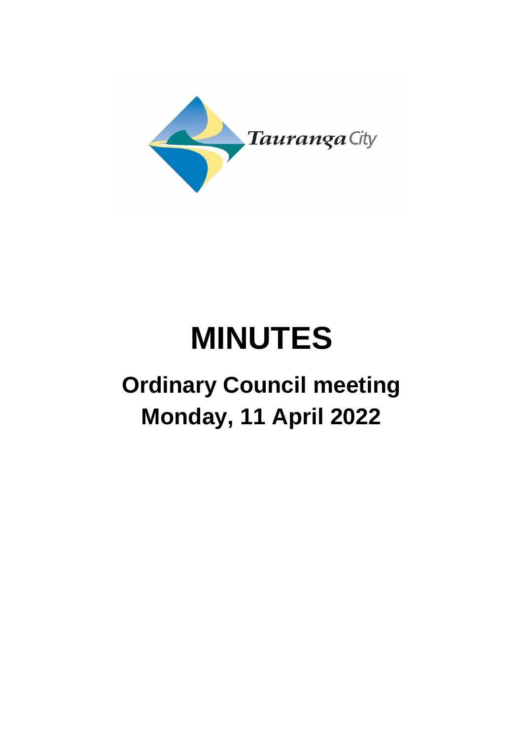Tauranga City

# MINUTES

## Ordinary Council meeting

## Monday, 11 April 2022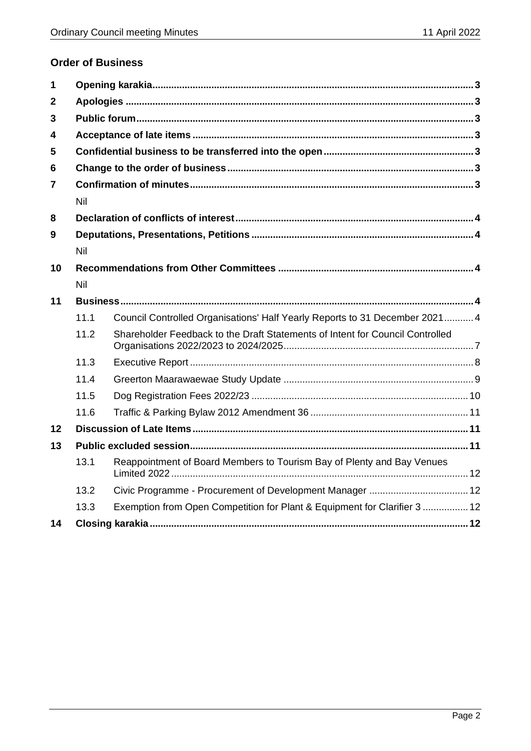## Order of Business

| | | | |
|---|---|---|---|
| **1** | **Opening karakia** | | **3** |
| **2** | **Apologies** | | **3** |
| **3** | **Public forum** | | **3** |
| **4** | **Acceptance of late items** | | **3** |
| **5** | **Confidential business to be transferred into the open** | | **3** |
| **6** | **Change to the order of business** | | **3** |
| **7** | **Confirmation of minutes** | | **3** |
| | Nil | | |
| **8** | **Declaration of conflicts of interest** | | **4** |
| **9** | **Deputations, Presentations, Petitions** | | **4** |
| | Nil | | |
| **10** | **Recommendations from Other Committees** | | **4** |
| | Nil | | |
| **11** | **Business** | | **4** |
| | 11.1 | Council Controlled Organisations' Half Yearly Reports to 31 December 2021 | 4 |
| | 11.2 | Shareholder Feedback to the Draft Statements of Intent for Council Controlled Organisations 2022/2023 to 2024/2025 | 7 |
| | 11.3 | Executive Report | 8 |
| | 11.4 | Greerton Maarawaewae Study Update | 9 |
| | 11.5 | Dog Registration Fees 2022/23 | 10 |
| | 11.6 | Traffic & Parking Bylaw 2012 Amendment 36 | 11 |
| **12** | **Discussion of Late Items** | | **11** |
| **13** | **Public excluded session** | | **11** |
| | 13.1 | Reappointment of Board Members to Tourism Bay of Plenty and Bay Venues Limited 2022 | 12 |
| | 13.2 | Civic Programme - Procurement of Development Manager | 12 |
| | 13.3 | Exemption from Open Competition for Plant & Equipment for Clarifier 3 | 12 |
| **14** | **Closing karakia** | | **12** |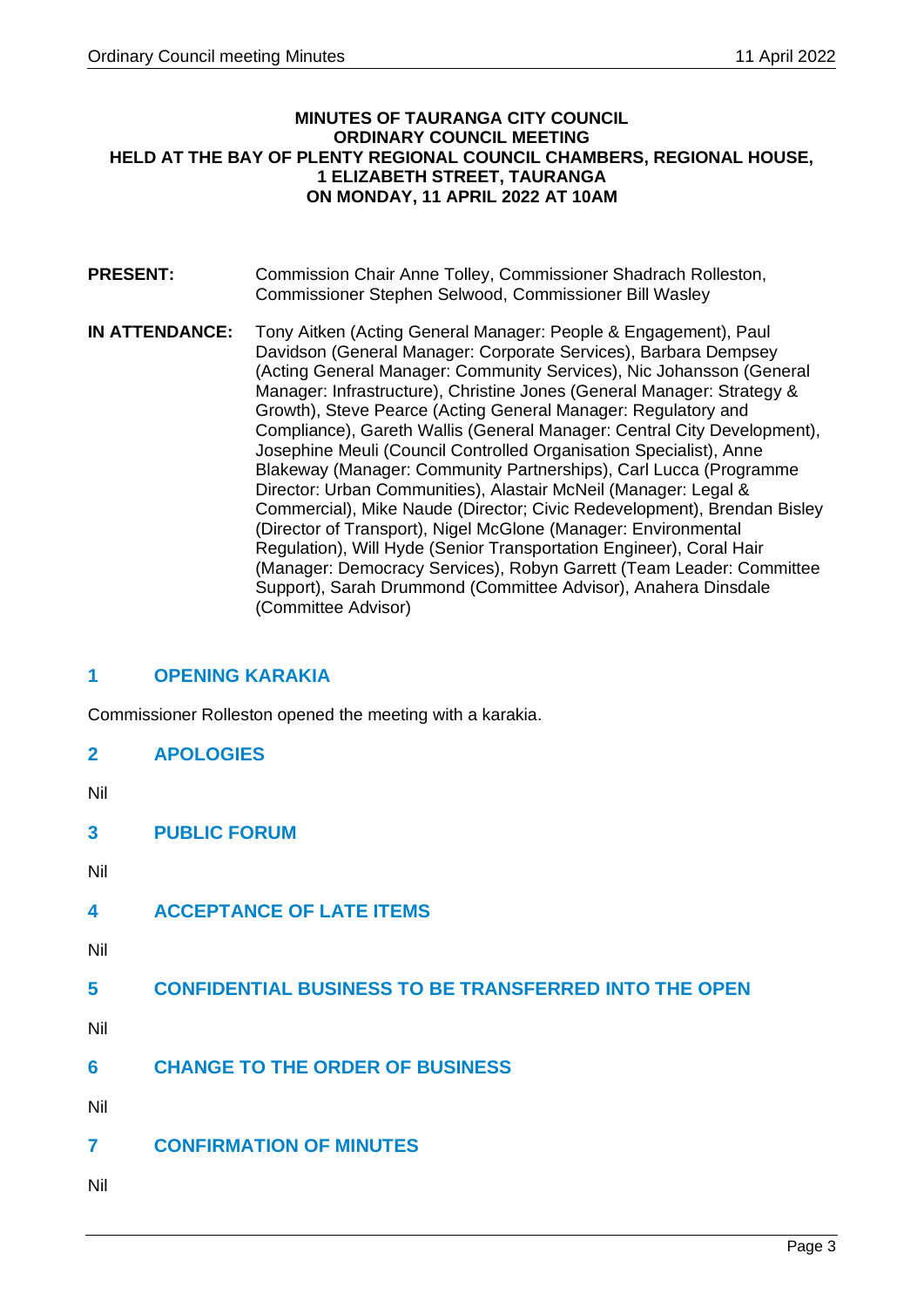**MINUTES OF TAURANGA CITY COUNCIL**
**ORDINARY COUNCIL MEETING**
**HELD AT THE BAY OF PLENTY REGIONAL COUNCIL CHAMBERS, REGIONAL HOUSE, 1 ELIZABETH STREET, TAURANGA**
**ON MONDAY, 11 APRIL 2022 AT 10AM**

**PRESENT:** Commission Chair Anne Tolley, Commissioner Shadrach Rolleston, Commissioner Stephen Selwood, Commissioner Bill Wasley

**IN ATTENDANCE:** Tony Aitken (Acting General Manager: People & Engagement), Paul Davidson (General Manager: Corporate Services), Barbara Dempsey (Acting General Manager: Community Services), Nic Johansson (General Manager: Infrastructure), Christine Jones (General Manager: Strategy & Growth), Steve Pearce (Acting General Manager: Regulatory and Compliance), Gareth Wallis (General Manager: Central City Development), Josephine Meuli (Council Controlled Organisation Specialist), Anne Blakeway (Manager: Community Partnerships), Carl Lucca (Programme Director: Urban Communities), Alastair McNeil (Manager: Legal & Commercial), Mike Naude (Director; Civic Redevelopment), Brendan Bisley (Director of Transport), Nigel McGlone (Manager: Environmental Regulation), Will Hyde (Senior Transportation Engineer), Coral Hair (Manager: Democracy Services), Robyn Garrett (Team Leader: Committee Support), Sarah Drummond (Committee Advisor), Anahera Dinsdale (Committee Advisor)

## 1 OPENING KARAKIA

Commissioner Rolleston opened the meeting with a karakia.

## 2 APOLOGIES

Nil

## 3 PUBLIC FORUM

Nil

## 4 ACCEPTANCE OF LATE ITEMS

Nil

## 5 CONFIDENTIAL BUSINESS TO BE TRANSFERRED INTO THE OPEN

Nil

## 6 CHANGE TO THE ORDER OF BUSINESS

Nil

## 7 CONFIRMATION OF MINUTES

Nil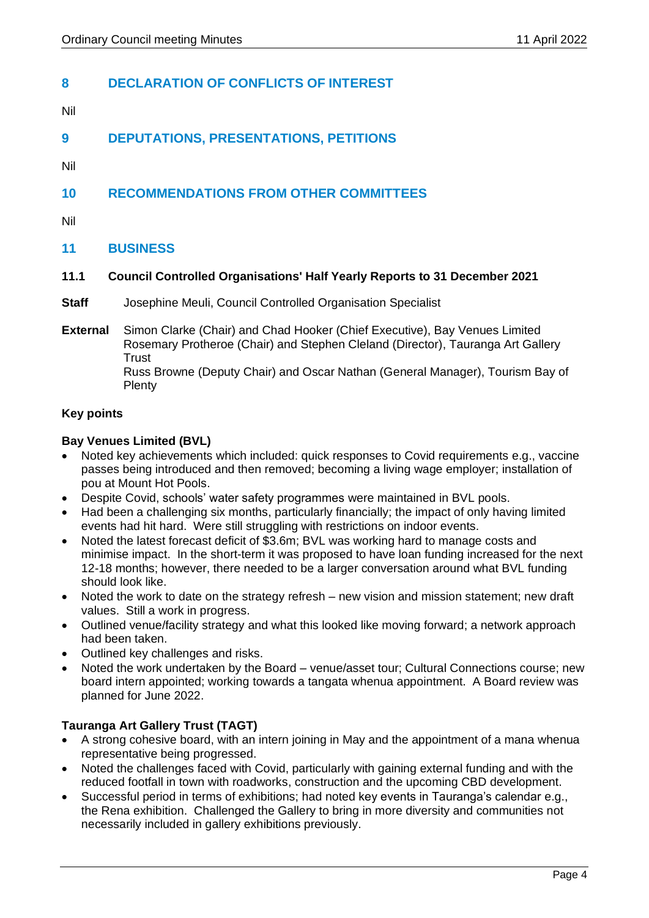## 8 DECLARATION OF CONFLICTS OF INTEREST

Nil

## 9 DEPUTATIONS, PRESENTATIONS, PETITIONS

Nil

## 10 RECOMMENDATIONS FROM OTHER COMMITTEES

Nil

## 11 BUSINESS

### 11.1 Council Controlled Organisations' Half Yearly Reports to 31 December 2021

**Staff** Josephine Meuli, Council Controlled Organisation Specialist

**External** Simon Clarke (Chair) and Chad Hooker (Chief Executive), Bay Venues Limited
Rosemary Protheroe (Chair) and Stephen Cleland (Director), Tauranga Art Gallery Trust
Russ Browne (Deputy Chair) and Oscar Nathan (General Manager), Tourism Bay of Plenty

**Key points**

**Bay Venues Limited (BVL)**

- Noted key achievements which included: quick responses to Covid requirements e.g., vaccine passes being introduced and then removed; becoming a living wage employer; installation of pou at Mount Hot Pools.
- Despite Covid, schools' water safety programmes were maintained in BVL pools.
- Had been a challenging six months, particularly financially; the impact of only having limited events had hit hard. Were still struggling with restrictions on indoor events.
- Noted the latest forecast deficit of $3.6m; BVL was working hard to manage costs and minimise impact. In the short-term it was proposed to have loan funding increased for the next 12-18 months; however, there needed to be a larger conversation around what BVL funding should look like.
- Noted the work to date on the strategy refresh – new vision and mission statement; new draft values. Still a work in progress.
- Outlined venue/facility strategy and what this looked like moving forward; a network approach had been taken.
- Outlined key challenges and risks.
- Noted the work undertaken by the Board – venue/asset tour; Cultural Connections course; new board intern appointed; working towards a tangata whenua appointment. A Board review was planned for June 2022.

**Tauranga Art Gallery Trust (TAGT)**

- A strong cohesive board, with an intern joining in May and the appointment of a mana whenua representative being progressed.
- Noted the challenges faced with Covid, particularly with gaining external funding and with the reduced footfall in town with roadworks, construction and the upcoming CBD development.
- Successful period in terms of exhibitions; had noted key events in Tauranga's calendar e.g., the Rena exhibition. Challenged the Gallery to bring in more diversity and communities not necessarily included in gallery exhibitions previously.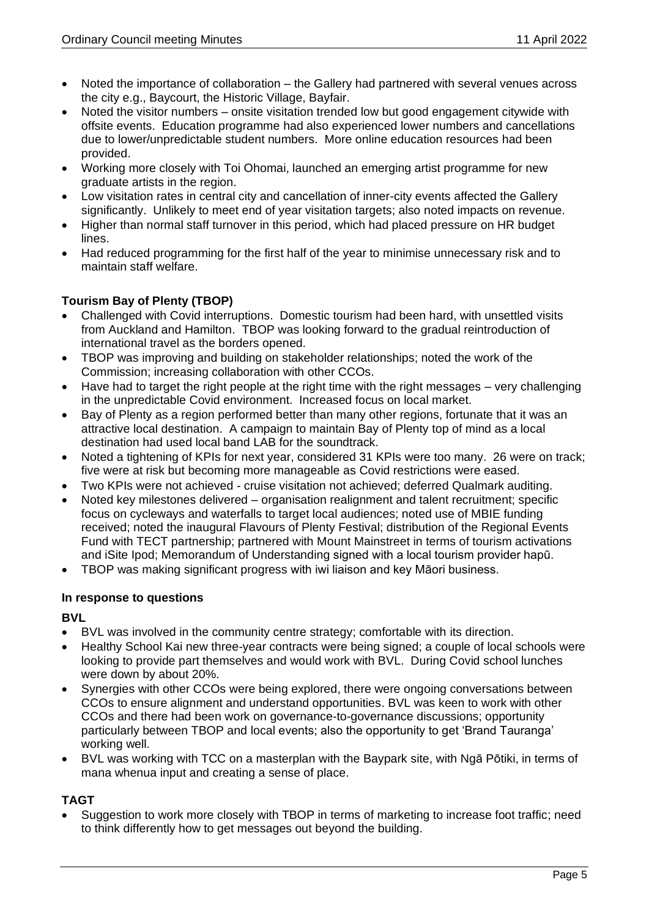- Noted the importance of collaboration – the Gallery had partnered with several venues across the city e.g., Baycourt, the Historic Village, Bayfair.
- Noted the visitor numbers – onsite visitation trended low but good engagement citywide with offsite events. Education programme had also experienced lower numbers and cancellations due to lower/unpredictable student numbers. More online education resources had been provided.
- Working more closely with Toi Ohomai, launched an emerging artist programme for new graduate artists in the region.
- Low visitation rates in central city and cancellation of inner-city events affected the Gallery significantly. Unlikely to meet end of year visitation targets; also noted impacts on revenue.
- Higher than normal staff turnover in this period, which had placed pressure on HR budget lines.
- Had reduced programming for the first half of the year to minimise unnecessary risk and to maintain staff welfare.

**Tourism Bay of Plenty (TBOP)**

- Challenged with Covid interruptions. Domestic tourism had been hard, with unsettled visits from Auckland and Hamilton. TBOP was looking forward to the gradual reintroduction of international travel as the borders opened.
- TBOP was improving and building on stakeholder relationships; noted the work of the Commission; increasing collaboration with other CCOs.
- Have had to target the right people at the right time with the right messages – very challenging in the unpredictable Covid environment. Increased focus on local market.
- Bay of Plenty as a region performed better than many other regions, fortunate that it was an attractive local destination. A campaign to maintain Bay of Plenty top of mind as a local destination had used local band LAB for the soundtrack.
- Noted a tightening of KPIs for next year, considered 31 KPIs were too many. 26 were on track; five were at risk but becoming more manageable as Covid restrictions were eased.
- Two KPIs were not achieved - cruise visitation not achieved; deferred Qualmark auditing.
- Noted key milestones delivered – organisation realignment and talent recruitment; specific focus on cycleways and waterfalls to target local audiences; noted use of MBIE funding received; noted the inaugural Flavours of Plenty Festival; distribution of the Regional Events Fund with TECT partnership; partnered with Mount Mainstreet in terms of tourism activations and iSite Ipod; Memorandum of Understanding signed with a local tourism provider hapū.
- TBOP was making significant progress with iwi liaison and key Māori business.

**In response to questions**

**BVL**

- BVL was involved in the community centre strategy; comfortable with its direction.
- Healthy School Kai new three-year contracts were being signed; a couple of local schools were looking to provide part themselves and would work with BVL. During Covid school lunches were down by about 20%.
- Synergies with other CCOs were being explored, there were ongoing conversations between CCOs to ensure alignment and understand opportunities. BVL was keen to work with other CCOs and there had been work on governance-to-governance discussions; opportunity particularly between TBOP and local events; also the opportunity to get 'Brand Tauranga' working well.
- BVL was working with TCC on a masterplan with the Baypark site, with Ngā Pōtiki, in terms of mana whenua input and creating a sense of place.

**TAGT**

- Suggestion to work more closely with TBOP in terms of marketing to increase foot traffic; need to think differently how to get messages out beyond the building.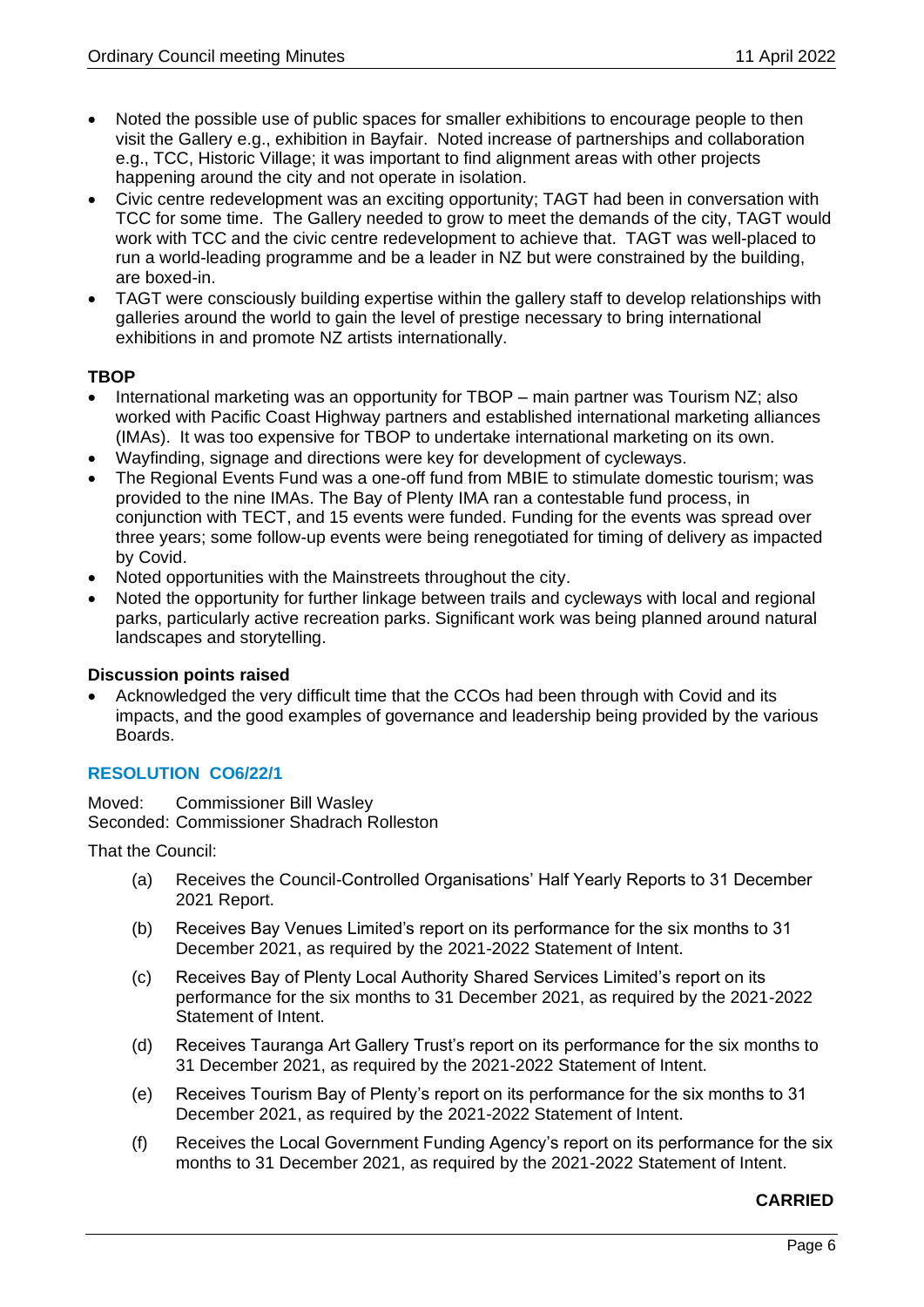- Noted the possible use of public spaces for smaller exhibitions to encourage people to then visit the Gallery e.g., exhibition in Bayfair. Noted increase of partnerships and collaboration e.g., TCC, Historic Village; it was important to find alignment areas with other projects happening around the city and not operate in isolation.
- Civic centre redevelopment was an exciting opportunity; TAGT had been in conversation with TCC for some time. The Gallery needed to grow to meet the demands of the city, TAGT would work with TCC and the civic centre redevelopment to achieve that. TAGT was well-placed to run a world-leading programme and be a leader in NZ but were constrained by the building, are boxed-in.
- TAGT were consciously building expertise within the gallery staff to develop relationships with galleries around the world to gain the level of prestige necessary to bring international exhibitions in and promote NZ artists internationally.

**TBOP**

- International marketing was an opportunity for TBOP – main partner was Tourism NZ; also worked with Pacific Coast Highway partners and established international marketing alliances (IMAs). It was too expensive for TBOP to undertake international marketing on its own.
- Wayfinding, signage and directions were key for development of cycleways.
- The Regional Events Fund was a one-off fund from MBIE to stimulate domestic tourism; was provided to the nine IMAs. The Bay of Plenty IMA ran a contestable fund process, in conjunction with TECT, and 15 events were funded. Funding for the events was spread over three years; some follow-up events were being renegotiated for timing of delivery as impacted by Covid.
- Noted opportunities with the Mainstreets throughout the city.
- Noted the opportunity for further linkage between trails and cycleways with local and regional parks, particularly active recreation parks. Significant work was being planned around natural landscapes and storytelling.

**Discussion points raised**

- Acknowledged the very difficult time that the CCOs had been through with Covid and its impacts, and the good examples of governance and leadership being provided by the various Boards.

**RESOLUTION CO6/22/1**

Moved: Commissioner Bill Wasley
Seconded: Commissioner Shadrach Rolleston

That the Council:

(a) Receives the Council-Controlled Organisations' Half Yearly Reports to 31 December 2021 Report.

(b) Receives Bay Venues Limited's report on its performance for the six months to 31 December 2021, as required by the 2021-2022 Statement of Intent.

(c) Receives Bay of Plenty Local Authority Shared Services Limited's report on its performance for the six months to 31 December 2021, as required by the 2021-2022 Statement of Intent.

(d) Receives Tauranga Art Gallery Trust's report on its performance for the six months to 31 December 2021, as required by the 2021-2022 Statement of Intent.

(e) Receives Tourism Bay of Plenty's report on its performance for the six months to 31 December 2021, as required by the 2021-2022 Statement of Intent.

(f) Receives the Local Government Funding Agency's report on its performance for the six months to 31 December 2021, as required by the 2021-2022 Statement of Intent.

**CARRIED**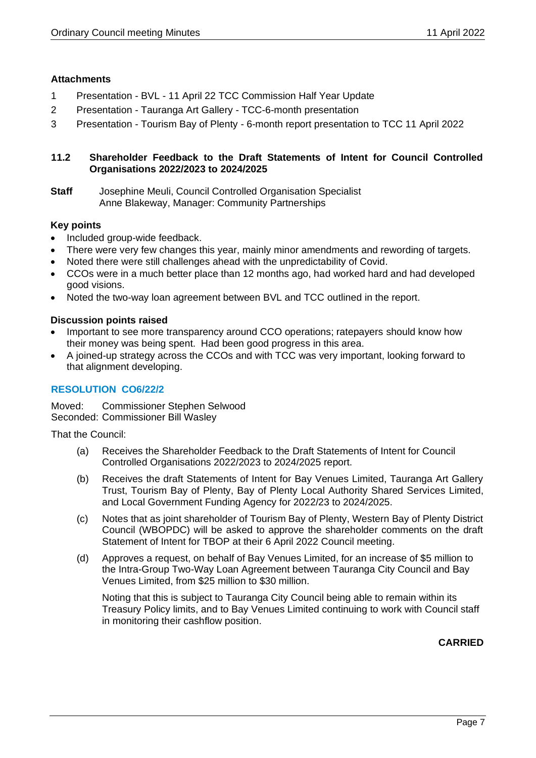**Attachments**

1. Presentation - BVL - 11 April 22 TCC Commission Half Year Update
2. Presentation - Tauranga Art Gallery - TCC-6-month presentation
3. Presentation - Tourism Bay of Plenty - 6-month report presentation to TCC 11 April 2022

### 11.2 Shareholder Feedback to the Draft Statements of Intent for Council Controlled Organisations 2022/2023 to 2024/2025

**Staff** Josephine Meuli, Council Controlled Organisation Specialist
Anne Blakeway, Manager: Community Partnerships

**Key points**

- Included group-wide feedback.
- There were very few changes this year, mainly minor amendments and rewording of targets.
- Noted there were still challenges ahead with the unpredictability of Covid.
- CCOs were in a much better place than 12 months ago, had worked hard and had developed good visions.
- Noted the two-way loan agreement between BVL and TCC outlined in the report.

**Discussion points raised**

- Important to see more transparency around CCO operations; ratepayers should know how their money was being spent. Had been good progress in this area.
- A joined-up strategy across the CCOs and with TCC was very important, looking forward to that alignment developing.

**RESOLUTION CO6/22/2**

Moved: Commissioner Stephen Selwood
Seconded: Commissioner Bill Wasley

That the Council:

(a) Receives the Shareholder Feedback to the Draft Statements of Intent for Council Controlled Organisations 2022/2023 to 2024/2025 report.

(b) Receives the draft Statements of Intent for Bay Venues Limited, Tauranga Art Gallery Trust, Tourism Bay of Plenty, Bay of Plenty Local Authority Shared Services Limited, and Local Government Funding Agency for 2022/23 to 2024/2025.

(c) Notes that as joint shareholder of Tourism Bay of Plenty, Western Bay of Plenty District Council (WBOPDC) will be asked to approve the shareholder comments on the draft Statement of Intent for TBOP at their 6 April 2022 Council meeting.

(d) Approves a request, on behalf of Bay Venues Limited, for an increase of $5 million to the Intra-Group Two-Way Loan Agreement between Tauranga City Council and Bay Venues Limited, from $25 million to $30 million.

Noting that this is subject to Tauranga City Council being able to remain within its Treasury Policy limits, and to Bay Venues Limited continuing to work with Council staff in monitoring their cashflow position.

**CARRIED**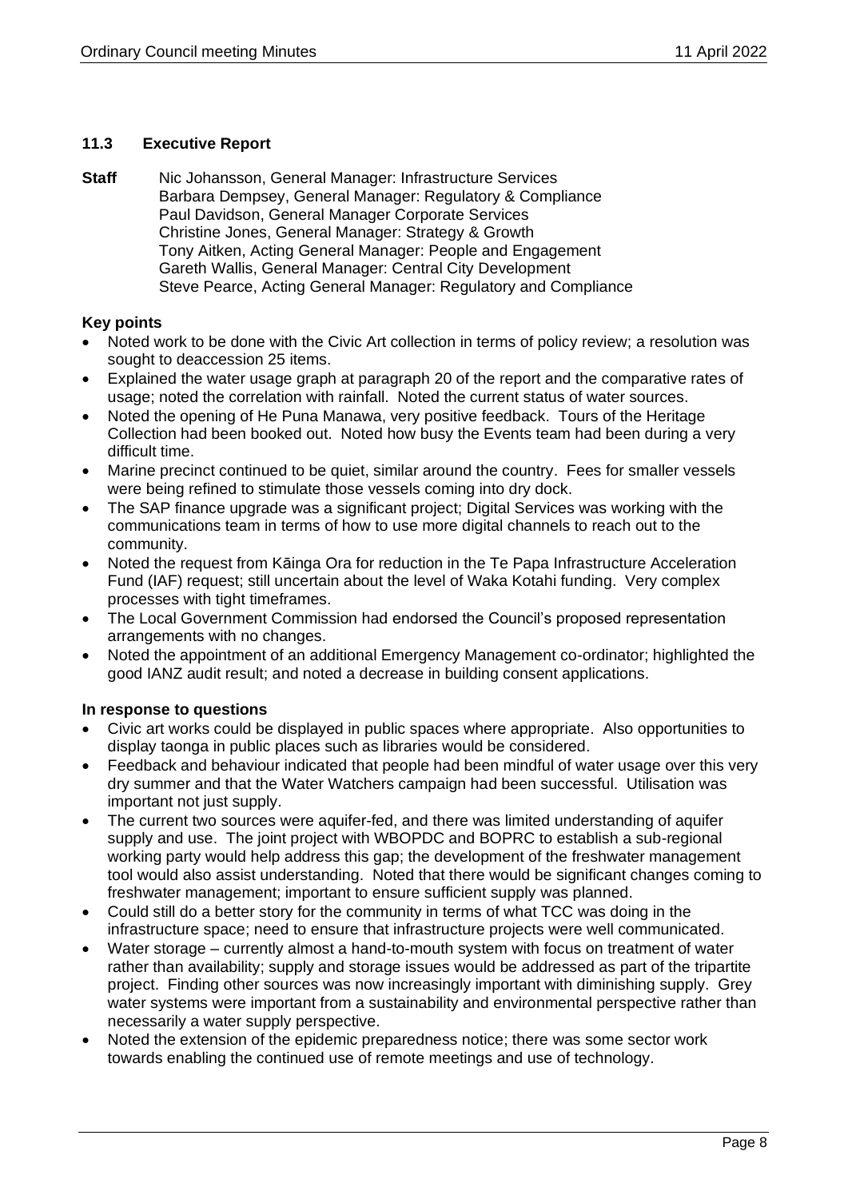### 11.3 Executive Report

**Staff** Nic Johansson, General Manager: Infrastructure Services
Barbara Dempsey, General Manager: Regulatory & Compliance
Paul Davidson, General Manager Corporate Services
Christine Jones, General Manager: Strategy & Growth
Tony Aitken, Acting General Manager: People and Engagement
Gareth Wallis, General Manager: Central City Development
Steve Pearce, Acting General Manager: Regulatory and Compliance

**Key points**

- Noted work to be done with the Civic Art collection in terms of policy review; a resolution was sought to deaccession 25 items.
- Explained the water usage graph at paragraph 20 of the report and the comparative rates of usage; noted the correlation with rainfall. Noted the current status of water sources.
- Noted the opening of He Puna Manawa, very positive feedback. Tours of the Heritage Collection had been booked out. Noted how busy the Events team had been during a very difficult time.
- Marine precinct continued to be quiet, similar around the country. Fees for smaller vessels were being refined to stimulate those vessels coming into dry dock.
- The SAP finance upgrade was a significant project; Digital Services was working with the communications team in terms of how to use more digital channels to reach out to the community.
- Noted the request from Kāinga Ora for reduction in the Te Papa Infrastructure Acceleration Fund (IAF) request; still uncertain about the level of Waka Kotahi funding. Very complex processes with tight timeframes.
- The Local Government Commission had endorsed the Council's proposed representation arrangements with no changes.
- Noted the appointment of an additional Emergency Management co-ordinator; highlighted the good IANZ audit result; and noted a decrease in building consent applications.

**In response to questions**

- Civic art works could be displayed in public spaces where appropriate. Also opportunities to display taonga in public places such as libraries would be considered.
- Feedback and behaviour indicated that people had been mindful of water usage over this very dry summer and that the Water Watchers campaign had been successful. Utilisation was important not just supply.
- The current two sources were aquifer-fed, and there was limited understanding of aquifer supply and use. The joint project with WBOPDC and BOPRC to establish a sub-regional working party would help address this gap; the development of the freshwater management tool would also assist understanding. Noted that there would be significant changes coming to freshwater management; important to ensure sufficient supply was planned.
- Could still do a better story for the community in terms of what TCC was doing in the infrastructure space; need to ensure that infrastructure projects were well communicated.
- Water storage – currently almost a hand-to-mouth system with focus on treatment of water rather than availability; supply and storage issues would be addressed as part of the tripartite project. Finding other sources was now increasingly important with diminishing supply. Grey water systems were important from a sustainability and environmental perspective rather than necessarily a water supply perspective.
- Noted the extension of the epidemic preparedness notice; there was some sector work towards enabling the continued use of remote meetings and use of technology.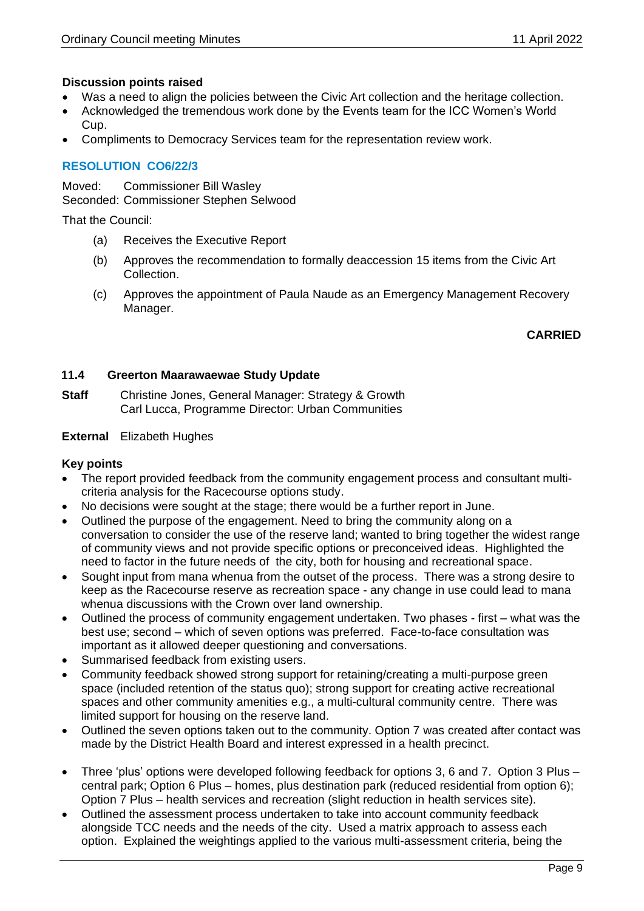**Discussion points raised**

- Was a need to align the policies between the Civic Art collection and the heritage collection.
- Acknowledged the tremendous work done by the Events team for the ICC Women's World Cup.
- Compliments to Democracy Services team for the representation review work.

**RESOLUTION CO6/22/3**

Moved: Commissioner Bill Wasley
Seconded: Commissioner Stephen Selwood

That the Council:

(a) Receives the Executive Report

(b) Approves the recommendation to formally deaccession 15 items from the Civic Art Collection.

(c) Approves the appointment of Paula Naude as an Emergency Management Recovery Manager.

**CARRIED**

### 11.4 Greerton Maarawaewae Study Update

**Staff** Christine Jones, General Manager: Strategy & Growth
Carl Lucca, Programme Director: Urban Communities

**External** Elizabeth Hughes

**Key points**

- The report provided feedback from the community engagement process and consultant multi-criteria analysis for the Racecourse options study.
- No decisions were sought at the stage; there would be a further report in June.
- Outlined the purpose of the engagement. Need to bring the community along on a conversation to consider the use of the reserve land; wanted to bring together the widest range of community views and not provide specific options or preconceived ideas. Highlighted the need to factor in the future needs of the city, both for housing and recreational space.
- Sought input from mana whenua from the outset of the process. There was a strong desire to keep as the Racecourse reserve as recreation space - any change in use could lead to mana whenua discussions with the Crown over land ownership.
- Outlined the process of community engagement undertaken. Two phases - first – what was the best use; second – which of seven options was preferred. Face-to-face consultation was important as it allowed deeper questioning and conversations.
- Summarised feedback from existing users.
- Community feedback showed strong support for retaining/creating a multi-purpose green space (included retention of the status quo); strong support for creating active recreational spaces and other community amenities e.g., a multi-cultural community centre. There was limited support for housing on the reserve land.
- Outlined the seven options taken out to the community. Option 7 was created after contact was made by the District Health Board and interest expressed in a health precinct.
- Three 'plus' options were developed following feedback for options 3, 6 and 7. Option 3 Plus – central park; Option 6 Plus – homes, plus destination park (reduced residential from option 6); Option 7 Plus – health services and recreation (slight reduction in health services site).
- Outlined the assessment process undertaken to take into account community feedback alongside TCC needs and the needs of the city. Used a matrix approach to assess each option. Explained the weightings applied to the various multi-assessment criteria, being the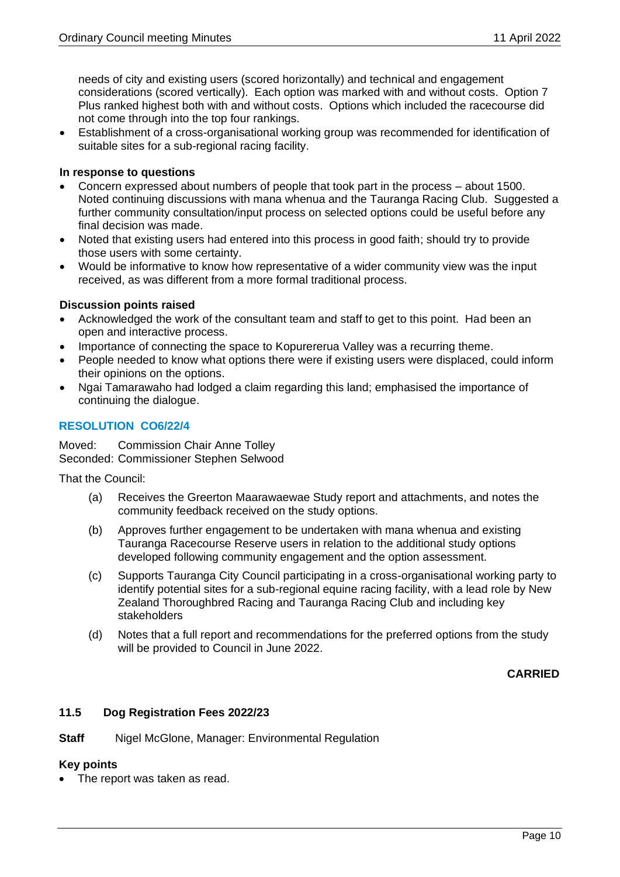needs of city and existing users (scored horizontally) and technical and engagement considerations (scored vertically). Each option was marked with and without costs. Option 7 Plus ranked highest both with and without costs. Options which included the racecourse did not come through into the top four rankings.

- Establishment of a cross-organisational working group was recommended for identification of suitable sites for a sub-regional racing facility.

**In response to questions**

- Concern expressed about numbers of people that took part in the process – about 1500. Noted continuing discussions with mana whenua and the Tauranga Racing Club. Suggested a further community consultation/input process on selected options could be useful before any final decision was made.
- Noted that existing users had entered into this process in good faith; should try to provide those users with some certainty.
- Would be informative to know how representative of a wider community view was the input received, as was different from a more formal traditional process.

**Discussion points raised**

- Acknowledged the work of the consultant team and staff to get to this point. Had been an open and interactive process.
- Importance of connecting the space to Kopurererua Valley was a recurring theme.
- People needed to know what options there were if existing users were displaced, could inform their opinions on the options.
- Ngai Tamarawaho had lodged a claim regarding this land; emphasised the importance of continuing the dialogue.

**RESOLUTION CO6/22/4**

Moved: Commission Chair Anne Tolley
Seconded: Commissioner Stephen Selwood

That the Council:

(a) Receives the Greerton Maarawaewae Study report and attachments, and notes the community feedback received on the study options.

(b) Approves further engagement to be undertaken with mana whenua and existing Tauranga Racecourse Reserve users in relation to the additional study options developed following community engagement and the option assessment.

(c) Supports Tauranga City Council participating in a cross-organisational working party to identify potential sites for a sub-regional equine racing facility, with a lead role by New Zealand Thoroughbred Racing and Tauranga Racing Club and including key stakeholders

(d) Notes that a full report and recommendations for the preferred options from the study will be provided to Council in June 2022.

**CARRIED**

### 11.5 Dog Registration Fees 2022/23

**Staff** Nigel McGlone, Manager: Environmental Regulation

**Key points**

- The report was taken as read.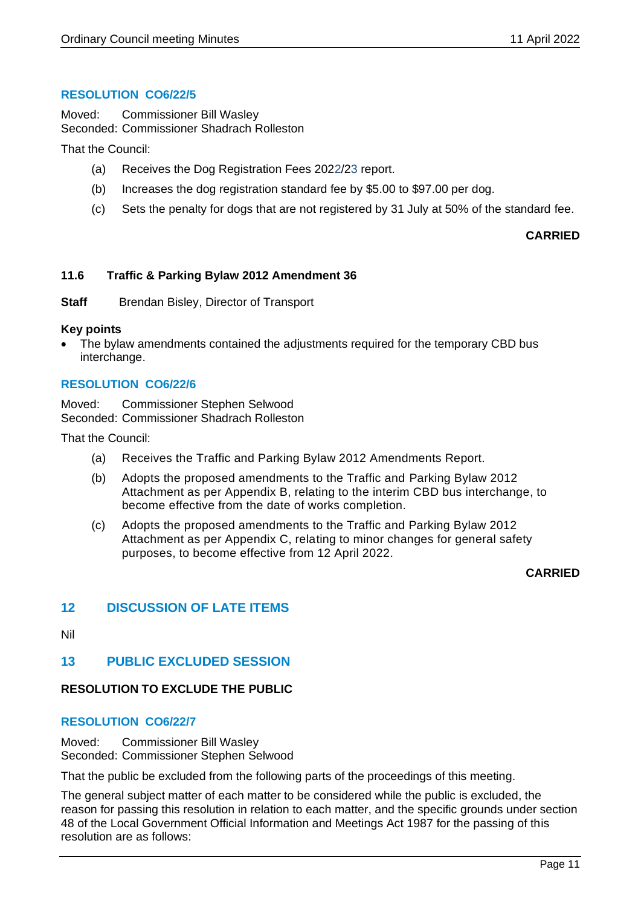**RESOLUTION CO6/22/5**

Moved: Commissioner Bill Wasley
Seconded: Commissioner Shadrach Rolleston

That the Council:

(a) Receives the Dog Registration Fees 2022/23 report.

(b) Increases the dog registration standard fee by $5.00 to $97.00 per dog.

(c) Sets the penalty for dogs that are not registered by 31 July at 50% of the standard fee.

**CARRIED**

### 11.6 Traffic & Parking Bylaw 2012 Amendment 36

**Staff** Brendan Bisley, Director of Transport

**Key points**

- The bylaw amendments contained the adjustments required for the temporary CBD bus interchange.

**RESOLUTION CO6/22/6**

Moved: Commissioner Stephen Selwood
Seconded: Commissioner Shadrach Rolleston

That the Council:

(a) Receives the Traffic and Parking Bylaw 2012 Amendments Report.

(b) Adopts the proposed amendments to the Traffic and Parking Bylaw 2012 Attachment as per Appendix B, relating to the interim CBD bus interchange, to become effective from the date of works completion.

(c) Adopts the proposed amendments to the Traffic and Parking Bylaw 2012 Attachment as per Appendix C, relating to minor changes for general safety purposes, to become effective from 12 April 2022.

**CARRIED**

## 12 DISCUSSION OF LATE ITEMS

Nil

## 13 PUBLIC EXCLUDED SESSION

**RESOLUTION TO EXCLUDE THE PUBLIC**

**RESOLUTION CO6/22/7**

Moved: Commissioner Bill Wasley
Seconded: Commissioner Stephen Selwood

That the public be excluded from the following parts of the proceedings of this meeting.

The general subject matter of each matter to be considered while the public is excluded, the reason for passing this resolution in relation to each matter, and the specific grounds under section 48 of the Local Government Official Information and Meetings Act 1987 for the passing of this resolution are as follows: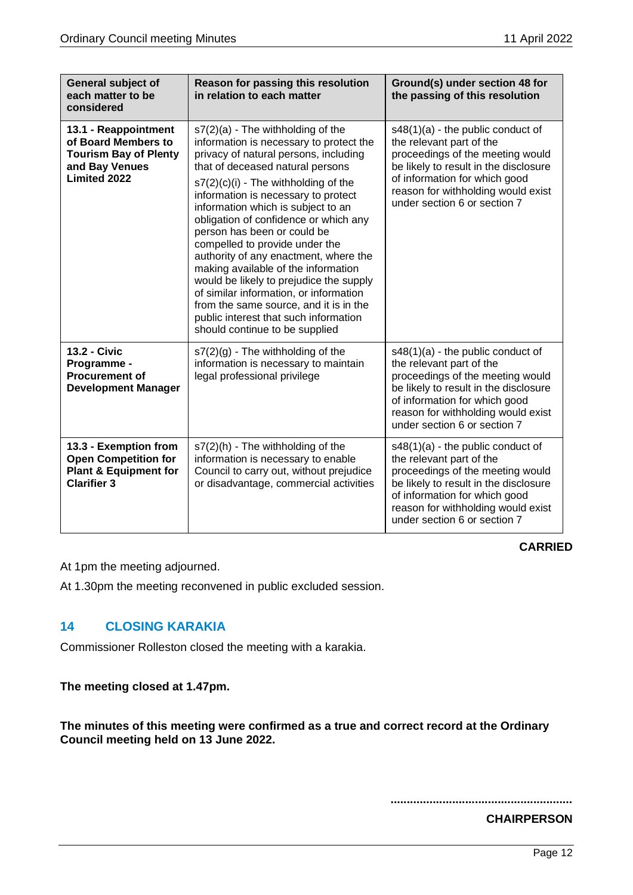| General subject of each matter to be considered | Reason for passing this resolution in relation to each matter | Ground(s) under section 48 for the passing of this resolution |
|---|---|---|
| **13.1 - Reappointment of Board Members to Tourism Bay of Plenty and Bay Venues Limited 2022** | s7(2)(a) - The withholding of the information is necessary to protect the privacy of natural persons, including that of deceased natural persons<br><br>s7(2)(c)(i) - The withholding of the information is necessary to protect information which is subject to an obligation of confidence or which any person has been or could be compelled to provide under the authority of any enactment, where the making available of the information would be likely to prejudice the supply of similar information, or information from the same source, and it is in the public interest that such information should continue to be supplied | s48(1)(a) - the public conduct of the relevant part of the proceedings of the meeting would be likely to result in the disclosure of information for which good reason for withholding would exist under section 6 or section 7 |
| **13.2 - Civic Programme - Procurement of Development Manager** | s7(2)(g) - The withholding of the information is necessary to maintain legal professional privilege | s48(1)(a) - the public conduct of the relevant part of the proceedings of the meeting would be likely to result in the disclosure of information for which good reason for withholding would exist under section 6 or section 7 |
| **13.3 - Exemption from Open Competition for Plant & Equipment for Clarifier 3** | s7(2)(h) - The withholding of the information is necessary to enable Council to carry out, without prejudice or disadvantage, commercial activities | s48(1)(a) - the public conduct of the relevant part of the proceedings of the meeting would be likely to result in the disclosure of information for which good reason for withholding would exist under section 6 or section 7 |

**CARRIED**

At 1pm the meeting adjourned.

At 1.30pm the meeting reconvened in public excluded session.

## 14 CLOSING KARAKIA

Commissioner Rolleston closed the meeting with a karakia.

**The meeting closed at 1.47pm.**

**The minutes of this meeting were confirmed as a true and correct record at the Ordinary Council meeting held on 13 June 2022.**

........................................................

**CHAIRPERSON**